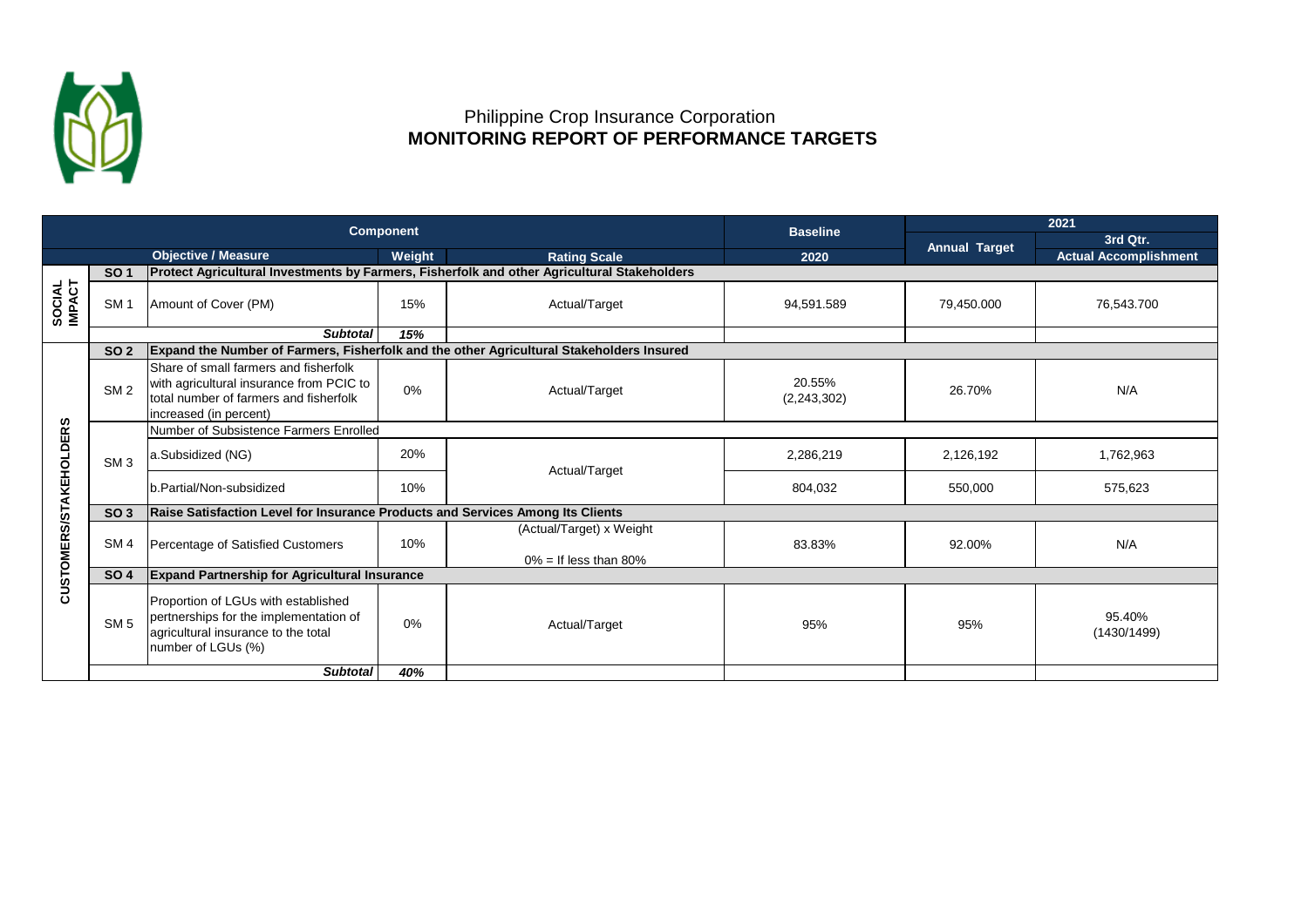Philippine Crop Insurance Corporation

## MONITORING REPORT OF PERFORMANCE TARGETS

| | | Component | | | Baseline | 2021 | |
|---|---|---|---|---|---|---|---|
| | | **Objective / Measure** | **Weight** | **Rating Scale** | **2020** | **Annual Target** | **3rd Qtr. Actual Accomplishment** |
| SOCIAL IMPACT | **SO 1** | **Protect Agricultural Investments by Farmers, Fisherfolk and other Agricultural Stakeholders** | | | | | |
| | SM 1 | Amount of Cover (PM) | 15% | Actual/Target | 94,591.589 | 79,450.000 | 76,543.700 |
| | | ***Subtotal*** | ***15%*** | | | | |
| CUSTOMERS/STAKEHOLDERS | **SO 2** | **Expand the Number of Farmers, Fisherfolk and the other Agricultural Stakeholders Insured** | | | | | |
| | SM 2 | Share of small farmers and fisherfolk with agricultural insurance from PCIC to total number of farmers and fisherfolk increased (in percent) | 0% | Actual/Target | 20.55% (2,243,302) | 26.70% | N/A |
| | SM 3 | Number of Subsistence Farmers Enrolled | | | | | |
| | | a.Subsidized (NG) | 20% | Actual/Target | 2,286,219 | 2,126,192 | 1,762,963 |
| | | b.Partial/Non-subsidized | 10% | | 804,032 | 550,000 | 575,623 |
| | **SO 3** | **Raise Satisfaction Level for Insurance Products and Services Among Its Clients** | | | | | |
| | SM 4 | Percentage of Satisfied Customers | 10% | (Actual/Target) x Weight<br>0% = If less than 80% | 83.83% | 92.00% | N/A |
| | **SO 4** | **Expand Partnership for Agricultural Insurance** | | | | | |
| | SM 5 | Proportion of LGUs with established pertnerships for the implementation of agricultural insurance to the total number of LGUs (%) | 0% | Actual/Target | 95% | 95% | 95.40% (1430/1499) |
| | | ***Subtotal*** | ***40%*** | | | | |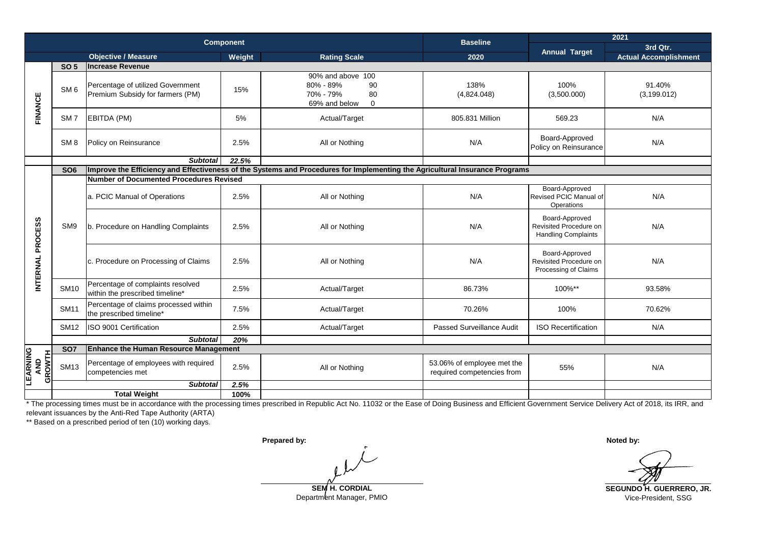| Component | | | | | Baseline | 2021 | |
|---|---|---|---|---|---|---|---|
| | | | | | | Annual Target | 3rd Qtr. |
| | | Objective / Measure | Weight | Rating Scale | 2020 | | Actual Accomplishment |
| FINANCE | SO 5 | Increase Revenue | | | | | |
| | SM 6 | Percentage of utilized Government Premium Subsidy for farmers (PM) | 15% | 90% and above 100<br>80% - 89% 90<br>70% - 79% 80<br>69% and below 0 | 138%<br>(4,824.048) | 100%<br>(3,500.000) | 91.40%<br>(3,199.012) |
| | SM 7 | EBITDA (PM) | 5% | Actual/Target | 805.831 Million | 569.23 | N/A |
| | SM 8 | Policy on Reinsurance | 2.5% | All or Nothing | N/A | Board-Approved Policy on Reinsurance | N/A |
| | | *Subtotal* | *22.5%* | | | | |
| INTERNAL PROCESS | SO6 | Improve the Efficiency and Effectiveness of the Systems and Procedures for Implementing the Agricultural Insurance Programs | | | | | |
| | SM9 | Number of Documented Procedures Revised | | | | | |
| | | a. PCIC Manual of Operations | 2.5% | All or Nothing | N/A | Board-Approved Revised PCIC Manual of Operations | N/A |
| | | b. Procedure on Handling Complaints | 2.5% | All or Nothing | N/A | Board-Approved Revisited Procedure on Handling Complaints | N/A |
| | | c. Procedure on Processing of Claims | 2.5% | All or Nothing | N/A | Board-Approved Revisited Procedure on Processing of Claims | N/A |
| | SM10 | Percentage of complaints resolved within the prescribed timeline* | 2.5% | Actual/Target | 86.73% | 100%** | 93.58% |
| | SM11 | Percentage of claims processed within the prescribed timeline* | 7.5% | Actual/Target | 70.26% | 100% | 70.62% |
| | SM12 | ISO 9001 Certification | 2.5% | Actual/Target | Passed Surveillance Audit | ISO Recertification | N/A |
| | | *Subtotal* | *20%* | | | | |
| LEARNING AND GROWTH | SO7 | Enhance the Human Resource Management | | | | | |
| | SM13 | Percentage of employees with required competencies met | 2.5% | All or Nothing | 53.06% of employee met the required competencies from | 55% | N/A |
| | | *Subtotal* | *2.5%* | | | | |
| | | **Total Weight** | **100%** | | | | |

\* The processing times must be in accordance with the processing times prescribed in Republic Act No. 11032 or the Ease of Doing Business and Efficient Government Service Delivery Act of 2018, its IRR, and relevant issuances by the Anti-Red Tape Authority (ARTA)

\*\* Based on a prescribed period of ten (10) working days.

**Prepared by:**

**SEM H. CORDIAL**
Department Manager, PMIO

**Noted by:**

**SEGUNDO H. GUERRERO, JR.**
Vice-President, SSG